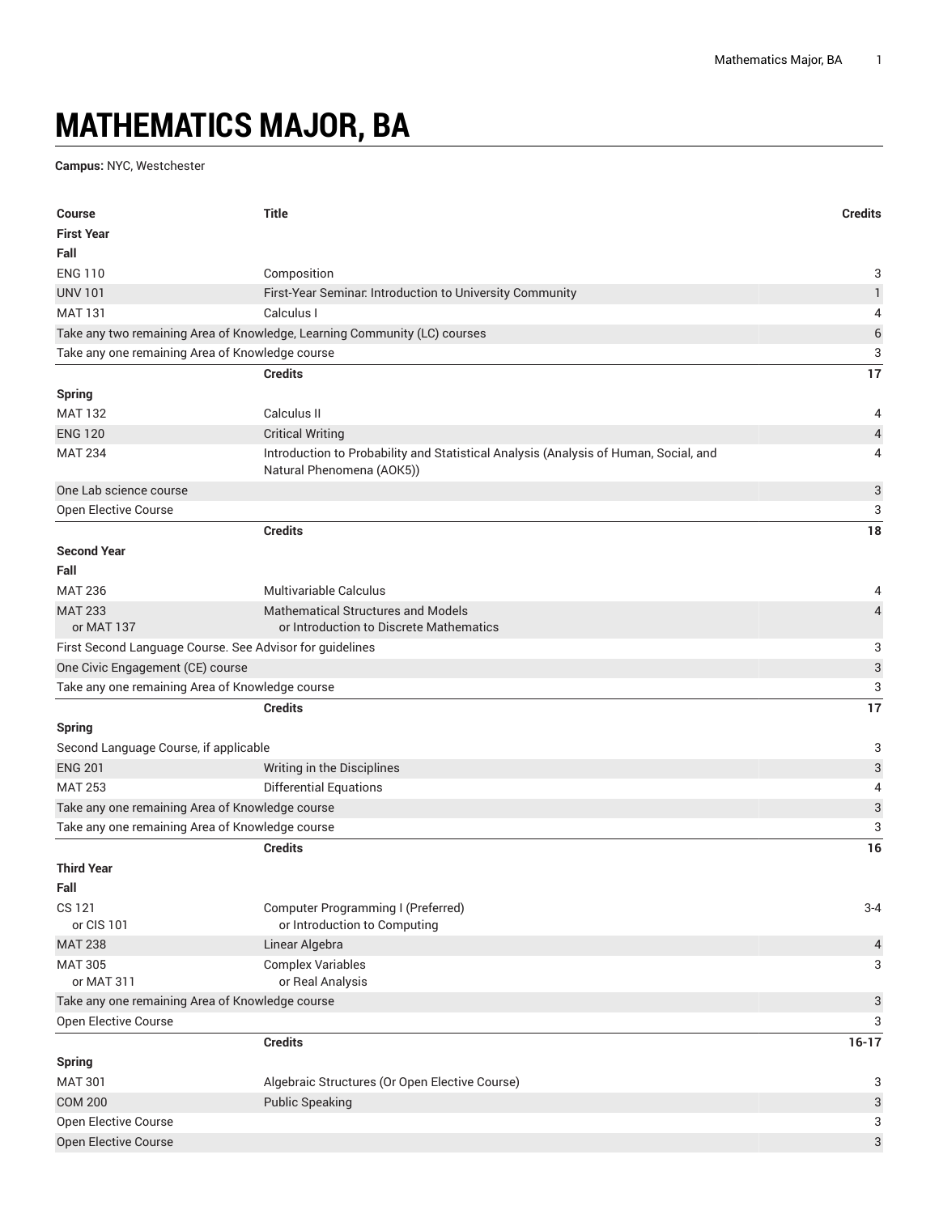# MATHEMATICS MAJOR, BA

**Campus:** NYC, Westchester

| Course | Title | Credits |
|---|---|---|
| **First Year** | | |
| **Fall** | | |
| ENG 110 | Composition | 3 |
| UNV 101 | First-Year Seminar: Introduction to University Community | 1 |
| MAT 131 | Calculus I | 4 |
| Take any two remaining Area of Knowledge, Learning Community (LC) courses | | 6 |
| Take any one remaining Area of Knowledge course | | 3 |
| | **Credits** | **17** |
| **Spring** | | |
| MAT 132 | Calculus II | 4 |
| ENG 120 | Critical Writing | 4 |
| MAT 234 | Introduction to Probability and Statistical Analysis (Analysis of Human, Social, and Natural Phenomena (AOK5)) | 4 |
| One Lab science course | | 3 |
| Open Elective Course | | 3 |
| | **Credits** | **18** |
| **Second Year** | | |
| **Fall** | | |
| MAT 236 | Multivariable Calculus | 4 |
| MAT 233 or MAT 137 | Mathematical Structures and Models or Introduction to Discrete Mathematics | 4 |
| First Second Language Course. See Advisor for guidelines | | 3 |
| One Civic Engagement (CE) course | | 3 |
| Take any one remaining Area of Knowledge course | | 3 |
| | **Credits** | **17** |
| **Spring** | | |
| Second Language Course, if applicable | | 3 |
| ENG 201 | Writing in the Disciplines | 3 |
| MAT 253 | Differential Equations | 4 |
| Take any one remaining Area of Knowledge course | | 3 |
| Take any one remaining Area of Knowledge course | | 3 |
| | **Credits** | **16** |
| **Third Year** | | |
| **Fall** | | |
| CS 121 or CIS 101 | Computer Programming I (Preferred) or Introduction to Computing | 3-4 |
| MAT 238 | Linear Algebra | 4 |
| MAT 305 or MAT 311 | Complex Variables or Real Analysis | 3 |
| Take any one remaining Area of Knowledge course | | 3 |
| Open Elective Course | | 3 |
| | **Credits** | **16-17** |
| **Spring** | | |
| MAT 301 | Algebraic Structures (Or Open Elective Course) | 3 |
| COM 200 | Public Speaking | 3 |
| Open Elective Course | | 3 |
| Open Elective Course | | 3 |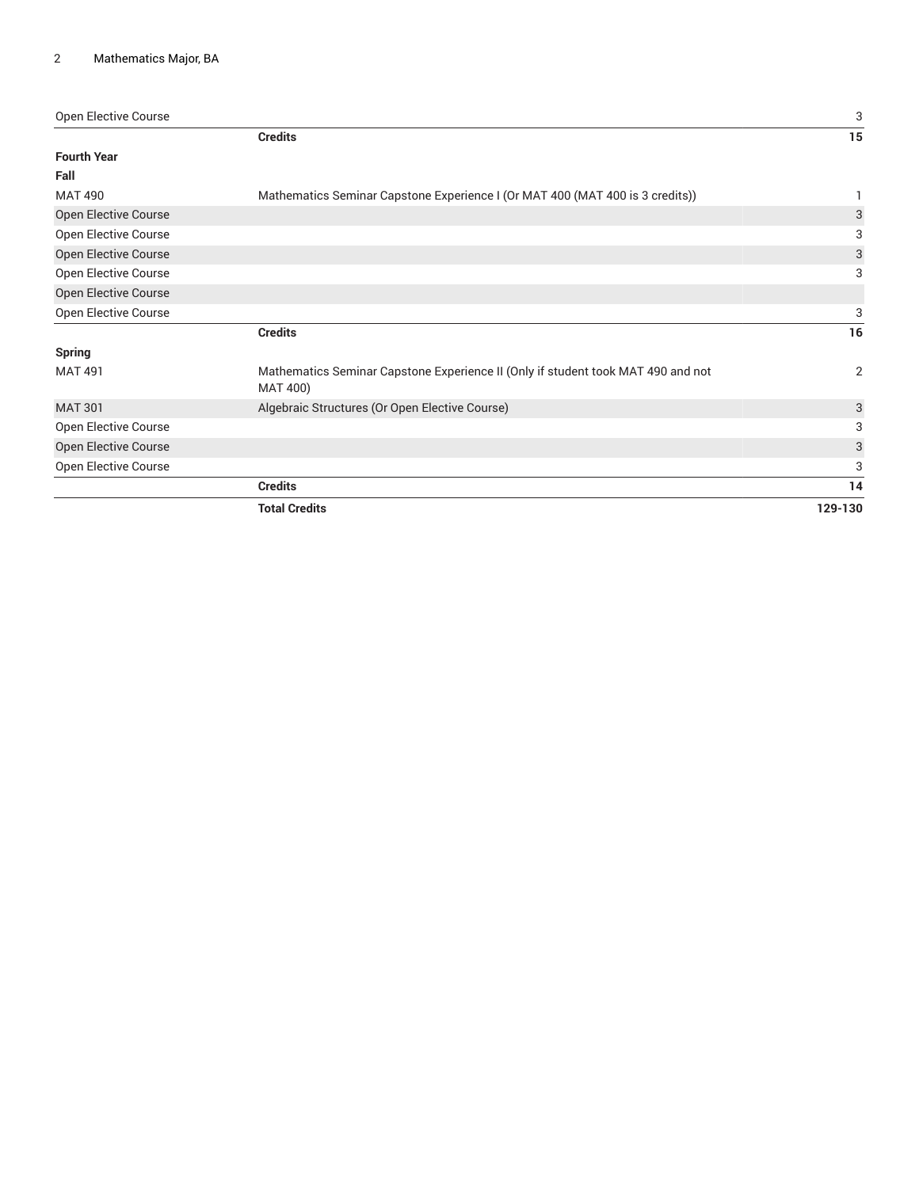| | | |
|---|---|---|
| Open Elective Course | | 3 |
| | **Credits** | **15** |
| **Fourth Year** | | |
| **Fall** | | |
| MAT 490 | Mathematics Seminar Capstone Experience I (Or MAT 400 (MAT 400 is 3 credits)) | 1 |
| Open Elective Course | | 3 |
| Open Elective Course | | 3 |
| Open Elective Course | | 3 |
| Open Elective Course | | 3 |
| Open Elective Course | | |
| Open Elective Course | | 3 |
| | **Credits** | **16** |
| **Spring** | | |
| MAT 491 | Mathematics Seminar Capstone Experience II (Only if student took MAT 490 and not MAT 400) | 2 |
| MAT 301 | Algebraic Structures (Or Open Elective Course) | 3 |
| Open Elective Course | | 3 |
| Open Elective Course | | 3 |
| Open Elective Course | | 3 |
| | **Credits** | **14** |
| | **Total Credits** | **129-130** |